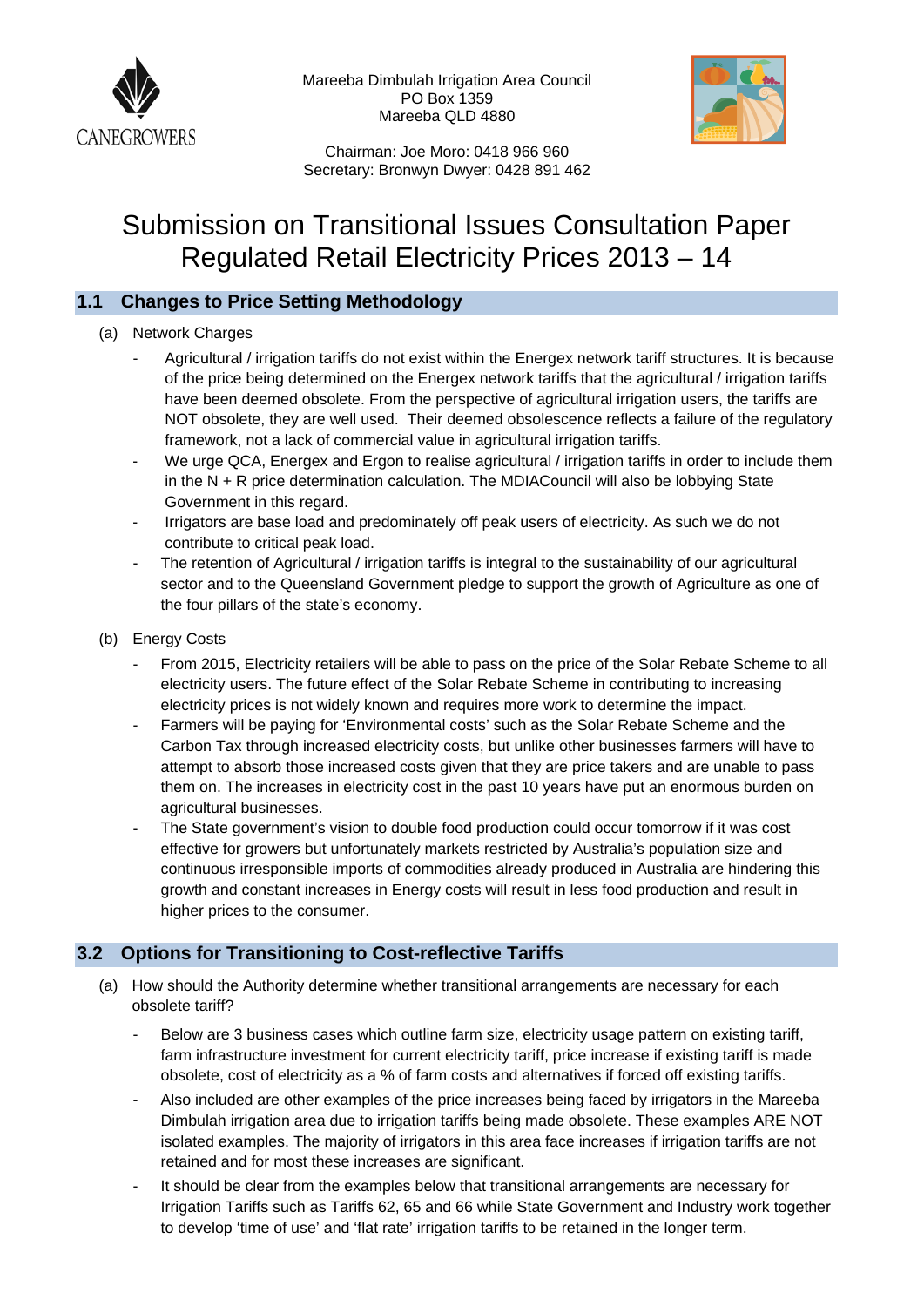CANEGROWERS

Mareeba Dimbulah Irrigation Area Council
PO Box 1359
Mareeba QLD 4880

Chairman: Joe Moro: 0418 966 960
Secretary: Bronwyn Dwyer: 0428 891 462

# Submission on Transitional Issues Consultation Paper Regulated Retail Electricity Prices 2013 – 14

## 1.1 Changes to Price Setting Methodology

(a) Network Charges

- Agricultural / irrigation tariffs do not exist within the Energex network tariff structures. It is because of the price being determined on the Energex network tariffs that the agricultural / irrigation tariffs have been deemed obsolete. From the perspective of agricultural irrigation users, the tariffs are NOT obsolete, they are well used. Their deemed obsolescence reflects a failure of the regulatory framework, not a lack of commercial value in agricultural irrigation tariffs.
- We urge QCA, Energex and Ergon to realise agricultural / irrigation tariffs in order to include them in the N + R price determination calculation. The MDIACouncil will also be lobbying State Government in this regard.
- Irrigators are base load and predominately off peak users of electricity. As such we do not contribute to critical peak load.
- The retention of Agricultural / irrigation tariffs is integral to the sustainability of our agricultural sector and to the Queensland Government pledge to support the growth of Agriculture as one of the four pillars of the state's economy.

(b) Energy Costs

- From 2015, Electricity retailers will be able to pass on the price of the Solar Rebate Scheme to all electricity users. The future effect of the Solar Rebate Scheme in contributing to increasing electricity prices is not widely known and requires more work to determine the impact.
- Farmers will be paying for 'Environmental costs' such as the Solar Rebate Scheme and the Carbon Tax through increased electricity costs, but unlike other businesses farmers will have to attempt to absorb those increased costs given that they are price takers and are unable to pass them on. The increases in electricity cost in the past 10 years have put an enormous burden on agricultural businesses.
- The State government's vision to double food production could occur tomorrow if it was cost effective for growers but unfortunately markets restricted by Australia's population size and continuous irresponsible imports of commodities already produced in Australia are hindering this growth and constant increases in Energy costs will result in less food production and result in higher prices to the consumer.

## 3.2 Options for Transitioning to Cost-reflective Tariffs

(a) How should the Authority determine whether transitional arrangements are necessary for each obsolete tariff?

- Below are 3 business cases which outline farm size, electricity usage pattern on existing tariff, farm infrastructure investment for current electricity tariff, price increase if existing tariff is made obsolete, cost of electricity as a % of farm costs and alternatives if forced off existing tariffs.
- Also included are other examples of the price increases being faced by irrigators in the Mareeba Dimbulah irrigation area due to irrigation tariffs being made obsolete. These examples ARE NOT isolated examples. The majority of irrigators in this area face increases if irrigation tariffs are not retained and for most these increases are significant.
- It should be clear from the examples below that transitional arrangements are necessary for Irrigation Tariffs such as Tariffs 62, 65 and 66 while State Government and Industry work together to develop 'time of use' and 'flat rate' irrigation tariffs to be retained in the longer term.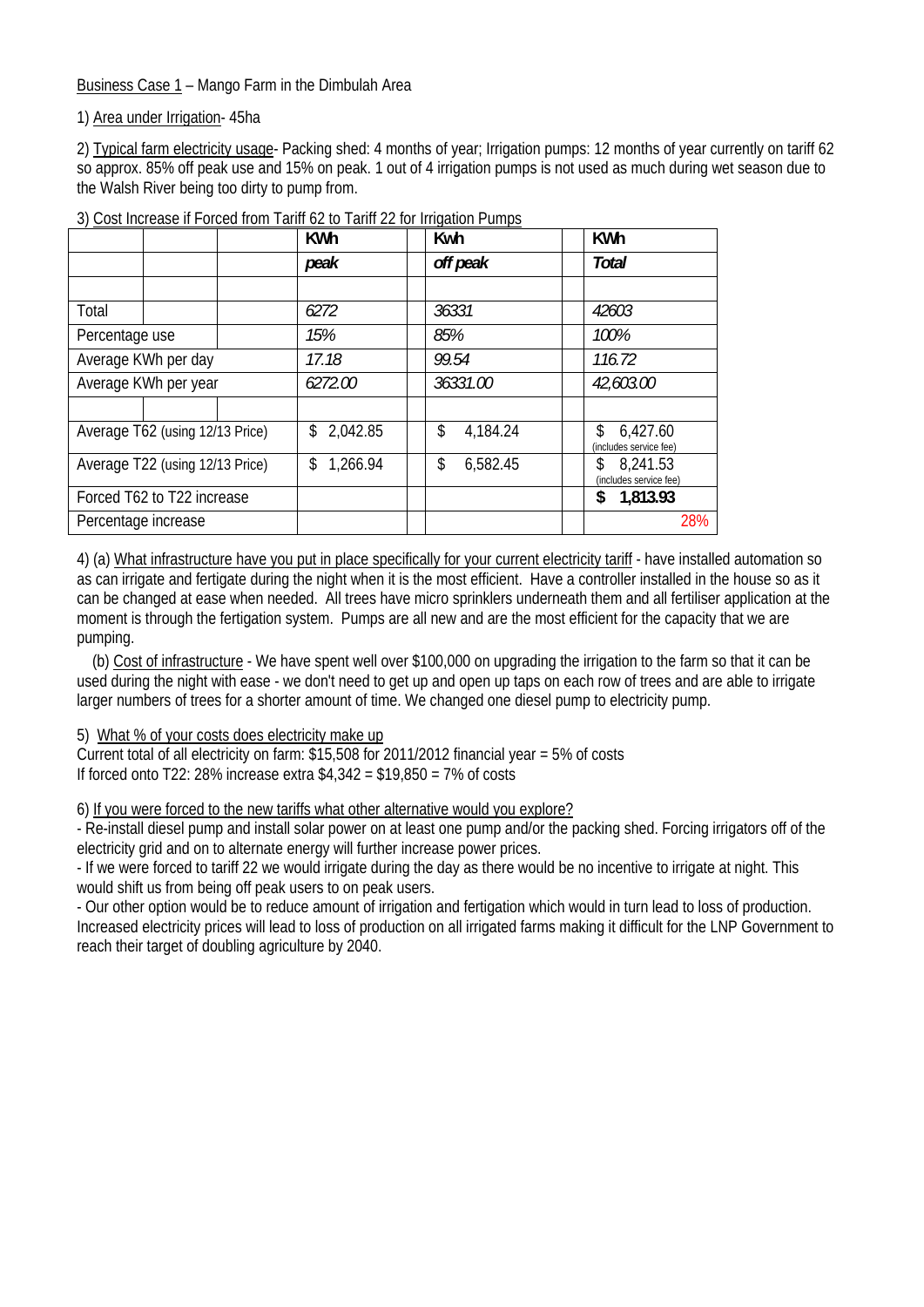<u>Business Case 1</u> – Mango Farm in the Dimbulah Area

1) <u>Area under Irrigation</u>- 45ha

2) <u>Typical farm electricity usage</u>- Packing shed: 4 months of year; Irrigation pumps: 12 months of year currently on tariff 62 so approx. 85% off peak use and 15% on peak. 1 out of 4 irrigation pumps is not used as much during wet season due to the Walsh River being too dirty to pump from.

3) <u>Cost Increase if Forced from Tariff 62 to Tariff 22 for Irrigation Pumps</u>

| | KWh | Kwh | KWh |
|---|---|---|---|
| | *peak* | *off peak* | *Total* |
| | | | |
| Total | *6272* | *36331* | *42603* |
| Percentage use | *15%* | *85%* | *100%* |
| Average KWh per day | *17.18* | *99.54* | *116.72* |
| Average KWh per year | *6272.00* | *36331.00* | *42,603.00* |
| | | | |
| Average T62 (using 12/13 Price) | $ 2,042.85 | $ 4,184.24 | $ 6,427.60 (includes service fee) |
| Average T22 (using 12/13 Price) | $ 1,266.94 | $ 6,582.45 | $ 8,241.53 (includes service fee) |
| Forced T62 to T22 increase | | | **$ 1,813.93** |
| Percentage increase | | | 28% |

4) (a) <u>What infrastructure have you put in place specifically for your current electricity tariff</u> - have installed automation so as can irrigate and fertigate during the night when it is the most efficient. Have a controller installed in the house so as it can be changed at ease when needed. All trees have micro sprinklers underneath them and all fertiliser application at the moment is through the fertigation system. Pumps are all new and are the most efficient for the capacity that we are pumping.

(b) <u>Cost of infrastructure</u> - We have spent well over $100,000 on upgrading the irrigation to the farm so that it can be used during the night with ease - we don't need to get up and open up taps on each row of trees and are able to irrigate larger numbers of trees for a shorter amount of time. We changed one diesel pump to electricity pump.

5) <u>What % of your costs does electricity make up</u>

Current total of all electricity on farm: $15,508 for 2011/2012 financial year = 5% of costs
If forced onto T22: 28% increase extra $4,342 = $19,850 = 7% of costs

6) <u>If you were forced to the new tariffs what other alternative would you explore?</u>

- Re-install diesel pump and install solar power on at least one pump and/or the packing shed. Forcing irrigators off of the electricity grid and on to alternate energy will further increase power prices.
- If we were forced to tariff 22 we would irrigate during the day as there would be no incentive to irrigate at night. This would shift us from being off peak users to on peak users.
- Our other option would be to reduce amount of irrigation and fertigation which would in turn lead to loss of production. Increased electricity prices will lead to loss of production on all irrigated farms making it difficult for the LNP Government to reach their target of doubling agriculture by 2040.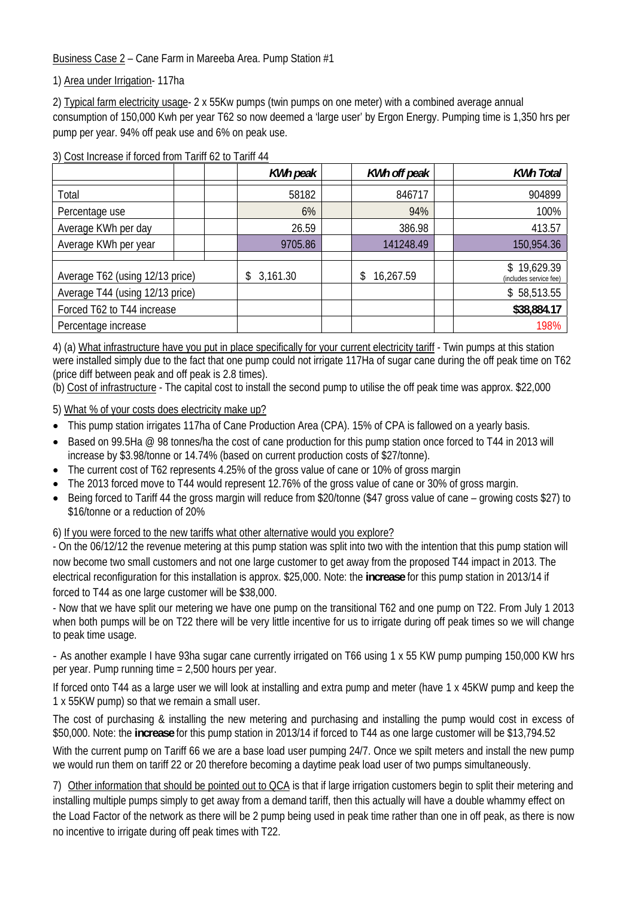<u>Business Case 2</u> – Cane Farm in Mareeba Area. Pump Station #1

1) <u>Area under Irrigation</u>- 117ha

2) <u>Typical farm electricity usage</u>- 2 x 55Kw pumps (twin pumps on one meter) with a combined average annual consumption of 150,000 Kwh per year T62 so now deemed a 'large user' by Ergon Energy. Pumping time is 1,350 hrs per pump per year. 94% off peak use and 6% on peak use.

3) <u>Cost Increase if forced from Tariff 62 to Tariff 44</u>

| | *KWh peak* | *KWh off peak* | *KWh Total* |
|---|---|---|---|
| Total | 58182 | 846717 | 904899 |
| Percentage use | 6% | 94% | 100% |
| Average KWh per day | 26.59 | 386.98 | 413.57 |
| Average KWh per year | 9705.86 | 141248.49 | 150,954.36 |
| Average T62 (using 12/13 price) | $ 3,161.30 | $ 16,267.59 | $ 19,629.39 (includes service fee) |
| Average T44 (using 12/13 price) | | | $ 58,513.55 |
| Forced T62 to T44 increase | | | **$38,884.17** |
| Percentage increase | | | 198% |

4) (a) <u>What infrastructure have you put in place specifically for your current electricity tariff</u> - Twin pumps at this station were installed simply due to the fact that one pump could not irrigate 117Ha of sugar cane during the off peak time on T62 (price diff between peak and off peak is 2.8 times).

(b) <u>Cost of infrastructure</u> - The capital cost to install the second pump to utilise the off peak time was approx. $22,000

5) <u>What % of your costs does electricity make up?</u>

- This pump station irrigates 117ha of Cane Production Area (CPA). 15% of CPA is fallowed on a yearly basis.
- Based on 99.5Ha @ 98 tonnes/ha the cost of cane production for this pump station once forced to T44 in 2013 will increase by $3.98/tonne or 14.74% (based on current production costs of $27/tonne).
- The current cost of T62 represents 4.25% of the gross value of cane or 10% of gross margin
- The 2013 forced move to T44 would represent 12.76% of the gross value of cane or 30% of gross margin.
- Being forced to Tariff 44 the gross margin will reduce from $20/tonne ($47 gross value of cane – growing costs $27) to $16/tonne or a reduction of 20%

6) <u>If you were forced to the new tariffs what other alternative would you explore?</u>

- On the 06/12/12 the revenue metering at this pump station was split into two with the intention that this pump station will now become two small customers and not one large customer to get away from the proposed T44 impact in 2013. The electrical reconfiguration for this installation is approx. $25,000. Note: the **increase** for this pump station in 2013/14 if forced to T44 as one large customer will be $38,000.

- Now that we have split our metering we have one pump on the transitional T62 and one pump on T22. From July 1 2013 when both pumps will be on T22 there will be very little incentive for us to irrigate during off peak times so we will change to peak time usage.

- As another example I have 93ha sugar cane currently irrigated on T66 using 1 x 55 KW pump pumping 150,000 KW hrs per year. Pump running time = 2,500 hours per year.

If forced onto T44 as a large user we will look at installing and extra pump and meter (have 1 x 45KW pump and keep the 1 x 55KW pump) so that we remain a small user.

The cost of purchasing & installing the new metering and purchasing and installing the pump would cost in excess of $50,000. Note: the **increase** for this pump station in 2013/14 if forced to T44 as one large customer will be $13,794.52

With the current pump on Tariff 66 we are a base load user pumping 24/7. Once we spilt meters and install the new pump we would run them on tariff 22 or 20 therefore becoming a daytime peak load user of two pumps simultaneously.

7) <u>Other information that should be pointed out to QCA</u> is that if large irrigation customers begin to split their metering and installing multiple pumps simply to get away from a demand tariff, then this actually will have a double whammy effect on the Load Factor of the network as there will be 2 pump being used in peak time rather than one in off peak, as there is now no incentive to irrigate during off peak times with T22.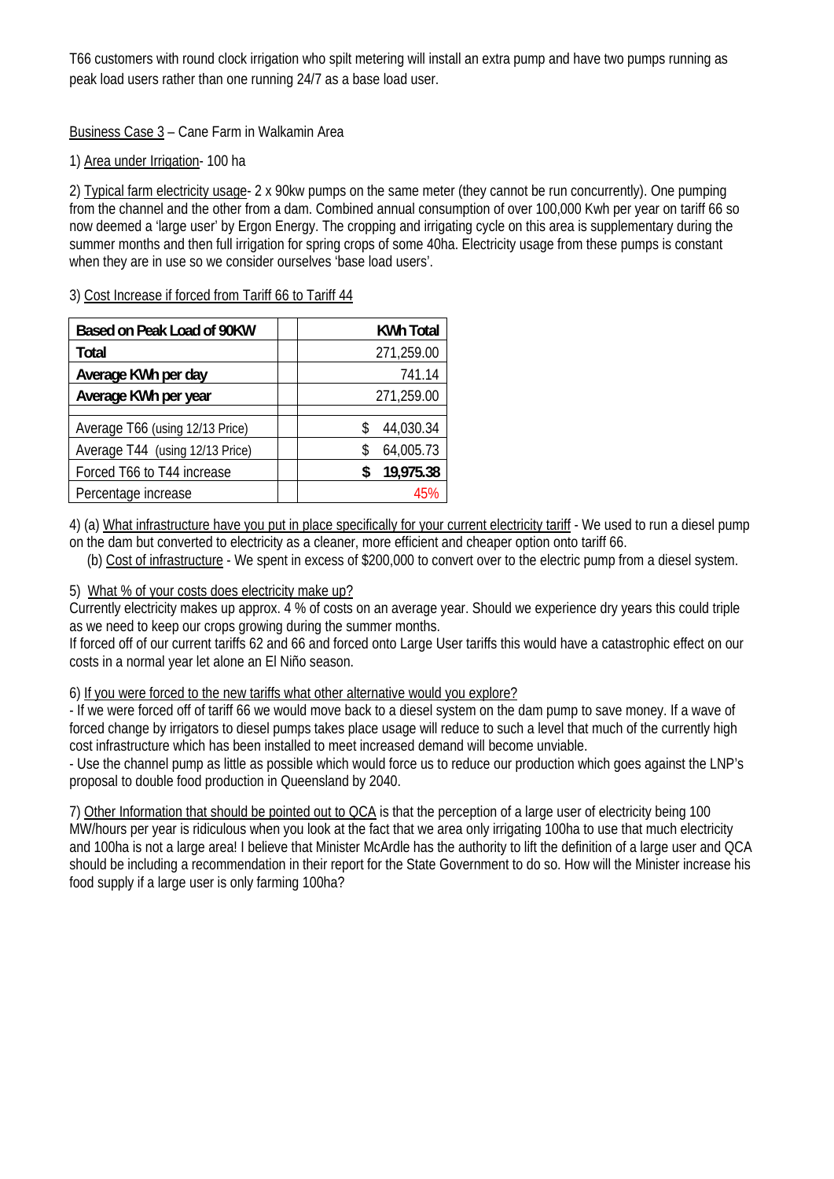T66 customers with round clock irrigation who spilt metering will install an extra pump and have two pumps running as peak load users rather than one running 24/7 as a base load user.

<u>Business Case 3</u> – Cane Farm in Walkamin Area

1) <u>Area under Irrigation</u>- 100 ha

2) <u>Typical farm electricity usage</u>- 2 x 90kw pumps on the same meter (they cannot be run concurrently). One pumping from the channel and the other from a dam. Combined annual consumption of over 100,000 Kwh per year on tariff 66 so now deemed a 'large user' by Ergon Energy. The cropping and irrigating cycle on this area is supplementary during the summer months and then full irrigation for spring crops of some 40ha. Electricity usage from these pumps is constant when they are in use so we consider ourselves 'base load users'.

3) <u>Cost Increase if forced from Tariff 66 to Tariff 44</u>

| **Based on Peak Load of 90KW** | | **KWh Total** |
|---|---|---|
| **Total** | | 271,259.00 |
| **Average KWh per day** | | 741.14 |
| **Average KWh per year** | | 271,259.00 |
| | | |
| Average T66 (using 12/13 Price) | | $ 44,030.34 |
| Average T44 (using 12/13 Price) | | $ 64,005.73 |
| Forced T66 to T44 increase | | **$ 19,975.38** |
| Percentage increase | | 45% |

4) (a) <u>What infrastructure have you put in place specifically for your current electricity tariff</u> - We used to run a diesel pump on the dam but converted to electricity as a cleaner, more efficient and cheaper option onto tariff 66.

(b) <u>Cost of infrastructure</u> - We spent in excess of $200,000 to convert over to the electric pump from a diesel system.

5) <u>What % of your costs does electricity make up?</u>

Currently electricity makes up approx. 4 % of costs on an average year. Should we experience dry years this could triple as we need to keep our crops growing during the summer months.

If forced off of our current tariffs 62 and 66 and forced onto Large User tariffs this would have a catastrophic effect on our costs in a normal year let alone an El Niño season.

6) <u>If you were forced to the new tariffs what other alternative would you explore?</u>

- If we were forced off of tariff 66 we would move back to a diesel system on the dam pump to save money. If a wave of forced change by irrigators to diesel pumps takes place usage will reduce to such a level that much of the currently high cost infrastructure which has been installed to meet increased demand will become unviable.

- Use the channel pump as little as possible which would force us to reduce our production which goes against the LNP's proposal to double food production in Queensland by 2040.

7) <u>Other Information that should be pointed out to QCA</u> is that the perception of a large user of electricity being 100 MW/hours per year is ridiculous when you look at the fact that we area only irrigating 100ha to use that much electricity and 100ha is not a large area! I believe that Minister McArdle has the authority to lift the definition of a large user and QCA should be including a recommendation in their report for the State Government to do so. How will the Minister increase his food supply if a large user is only farming 100ha?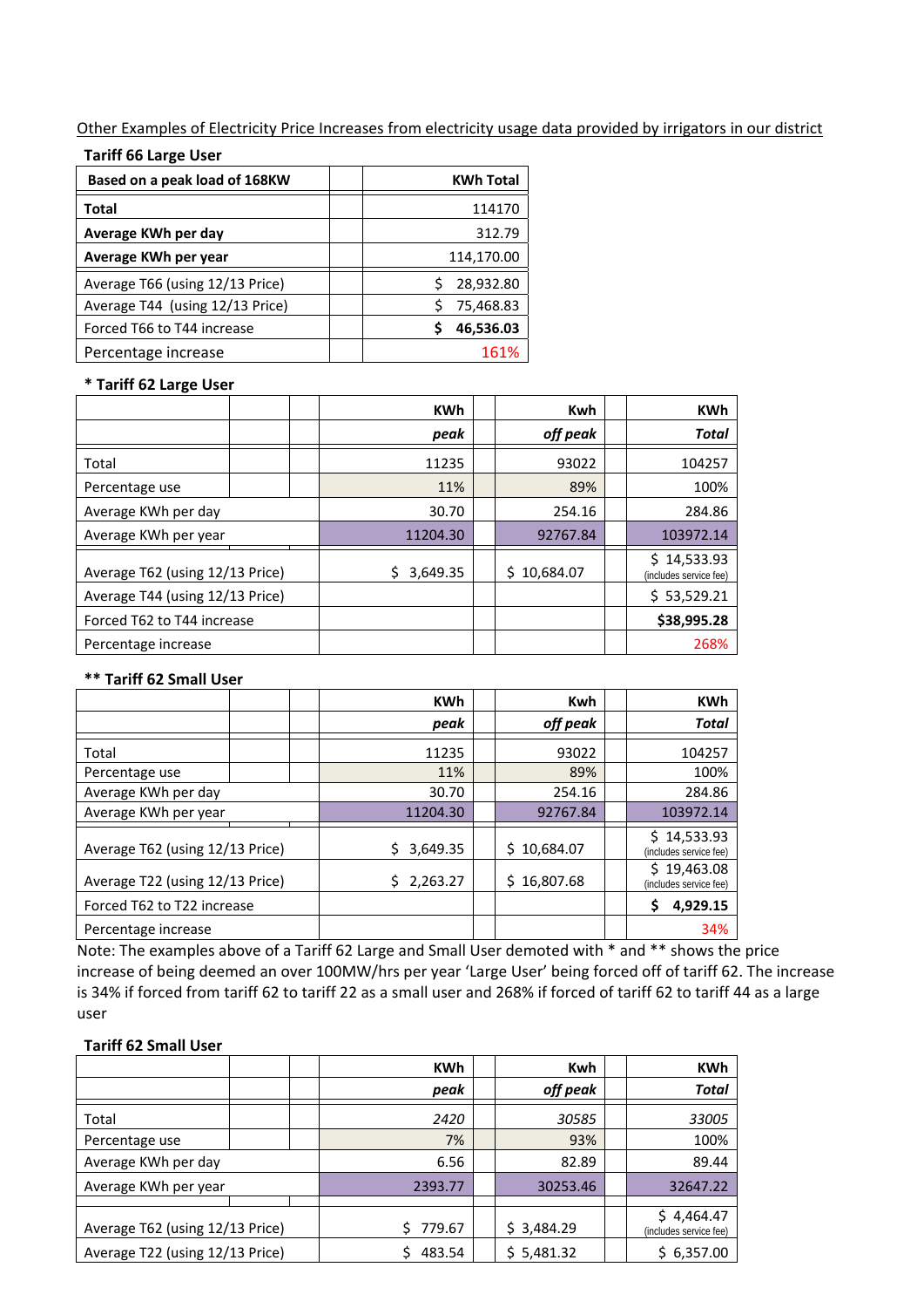Other Examples of Electricity Price Increases from electricity usage data provided by irrigators in our district

**Tariff 66 Large User**

| **Based on a peak load of 168KW** | | **KWh Total** |
|---|---|---|
| **Total** | | 114170 |
| **Average KWh per day** | | 312.79 |
| **Average KWh per year** | | 114,170.00 |
| Average T66 (using 12/13 Price) | | $ 28,932.80 |
| Average T44 (using 12/13 Price) | | $ 75,468.83 |
| Forced T66 to T44 increase | | **$ 46,536.03** |
| Percentage increase | | 161% |

**\* Tariff 62 Large User**

| | | | **KWh** | | **Kwh** | | **KWh** |
|---|---|---|---|---|---|---|---|
| | | | ***peak*** | | ***off peak*** | | ***Total*** |
| Total | | | 11235 | | 93022 | | 104257 |
| Percentage use | | | 11% | | 89% | | 100% |
| Average KWh per day | | | 30.70 | | 254.16 | | 284.86 |
| Average KWh per year | | | 11204.30 | | 92767.84 | | 103972.14 |
| Average T62 (using 12/13 Price) | | | $ 3,649.35 | | $ 10,684.07 | | $ 14,533.93 (includes service fee) |
| Average T44 (using 12/13 Price) | | | | | | | $ 53,529.21 |
| Forced T62 to T44 increase | | | | | | | **$38,995.28** |
| Percentage increase | | | | | | | 268% |

**\*\* Tariff 62 Small User**

| | | | **KWh** | | **Kwh** | | **KWh** |
|---|---|---|---|---|---|---|---|
| | | | ***peak*** | | ***off peak*** | | ***Total*** |
| Total | | | 11235 | | 93022 | | 104257 |
| Percentage use | | | 11% | | 89% | | 100% |
| Average KWh per day | | | 30.70 | | 254.16 | | 284.86 |
| Average KWh per year | | | 11204.30 | | 92767.84 | | 103972.14 |
| Average T62 (using 12/13 Price) | | | $ 3,649.35 | | $ 10,684.07 | | $ 14,533.93 (includes service fee) |
| Average T22 (using 12/13 Price) | | | $ 2,263.27 | | $ 16,807.68 | | $ 19,463.08 (includes service fee) |
| Forced T62 to T22 increase | | | | | | | **$ 4,929.15** |
| Percentage increase | | | | | | | 34% |

Note: The examples above of a Tariff 62 Large and Small User demoted with * and ** shows the price increase of being deemed an over 100MW/hrs per year 'Large User' being forced off of tariff 62. The increase is 34% if forced from tariff 62 to tariff 22 as a small user and 268% if forced of tariff 62 to tariff 44 as a large user

**Tariff 62 Small User**

| | | | **KWh** | | **Kwh** | | **KWh** |
|---|---|---|---|---|---|---|---|
| | | | ***peak*** | | ***off peak*** | | ***Total*** |
| Total | | | *2420* | | *30585* | | *33005* |
| Percentage use | | | 7% | | 93% | | 100% |
| Average KWh per day | | | 6.56 | | 82.89 | | 89.44 |
| Average KWh per year | | | 2393.77 | | 30253.46 | | 32647.22 |
| Average T62 (using 12/13 Price) | | | $ 779.67 | | $ 3,484.29 | | $ 4,464.47 (includes service fee) |
| Average T22 (using 12/13 Price) | | | $ 483.54 | | $ 5,481.32 | | $ 6,357.00 |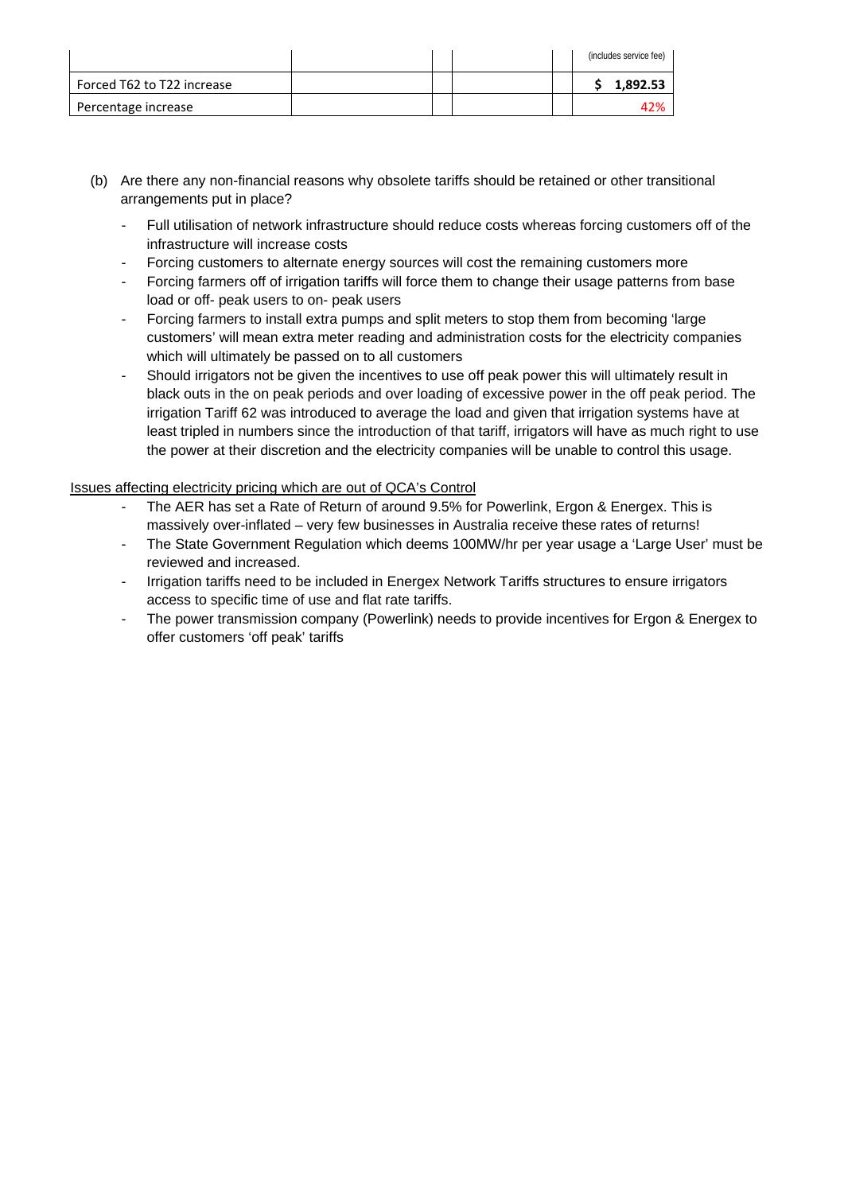| | | | | | | |
|---|---|---|---|---|---|---|
| | | | | | | (includes service fee) |
| Forced T62 to T22 increase | | | | | | $ 1,892.53 |
| Percentage increase | | | | | | 42% |

(b) Are there any non-financial reasons why obsolete tariffs should be retained or other transitional arrangements put in place?

- Full utilisation of network infrastructure should reduce costs whereas forcing customers off of the infrastructure will increase costs
- Forcing customers to alternate energy sources will cost the remaining customers more
- Forcing farmers off of irrigation tariffs will force them to change their usage patterns from base load or off- peak users to on- peak users
- Forcing farmers to install extra pumps and split meters to stop them from becoming 'large customers' will mean extra meter reading and administration costs for the electricity companies which will ultimately be passed on to all customers
- Should irrigators not be given the incentives to use off peak power this will ultimately result in black outs in the on peak periods and over loading of excessive power in the off peak period. The irrigation Tariff 62 was introduced to average the load and given that irrigation systems have at least tripled in numbers since the introduction of that tariff, irrigators will have as much right to use the power at their discretion and the electricity companies will be unable to control this usage.

<u>Issues affecting electricity pricing which are out of QCA's Control</u>

- The AER has set a Rate of Return of around 9.5% for Powerlink, Ergon & Energex. This is massively over-inflated – very few businesses in Australia receive these rates of returns!
- The State Government Regulation which deems 100MW/hr per year usage a 'Large User' must be reviewed and increased.
- Irrigation tariffs need to be included in Energex Network Tariffs structures to ensure irrigators access to specific time of use and flat rate tariffs.
- The power transmission company (Powerlink) needs to provide incentives for Ergon & Energex to offer customers 'off peak' tariffs